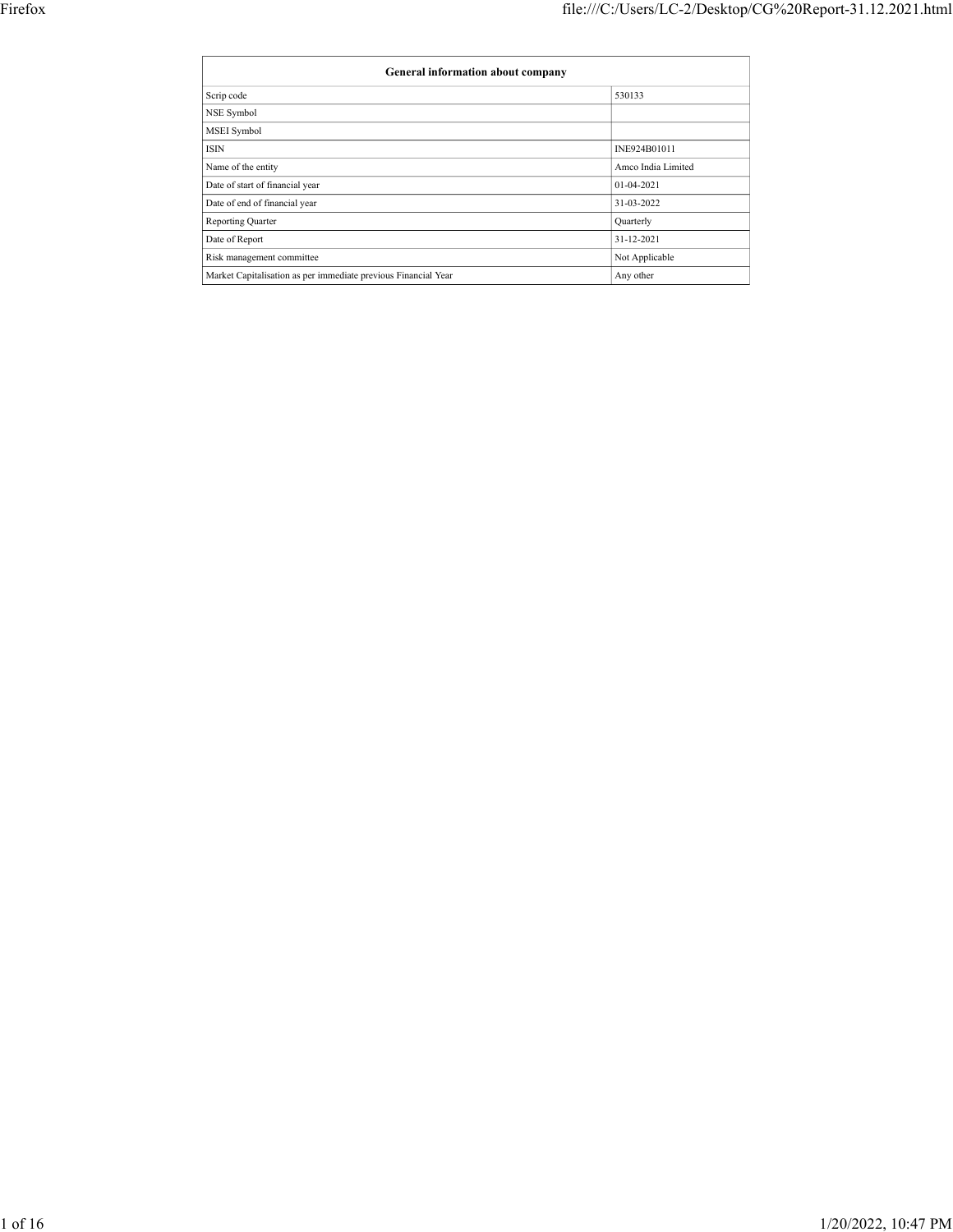| General information about company | |
|---|---|
| Scrip code | 530133 |
| NSE Symbol | |
| MSEI Symbol | |
| ISIN | INE924B01011 |
| Name of the entity | Amco India Limited |
| Date of start of financial year | 01-04-2021 |
| Date of end of financial year | 31-03-2022 |
| Reporting Quarter | Quarterly |
| Date of Report | 31-12-2021 |
| Risk management committee | Not Applicable |
| Market Capitalisation as per immediate previous Financial Year | Any other |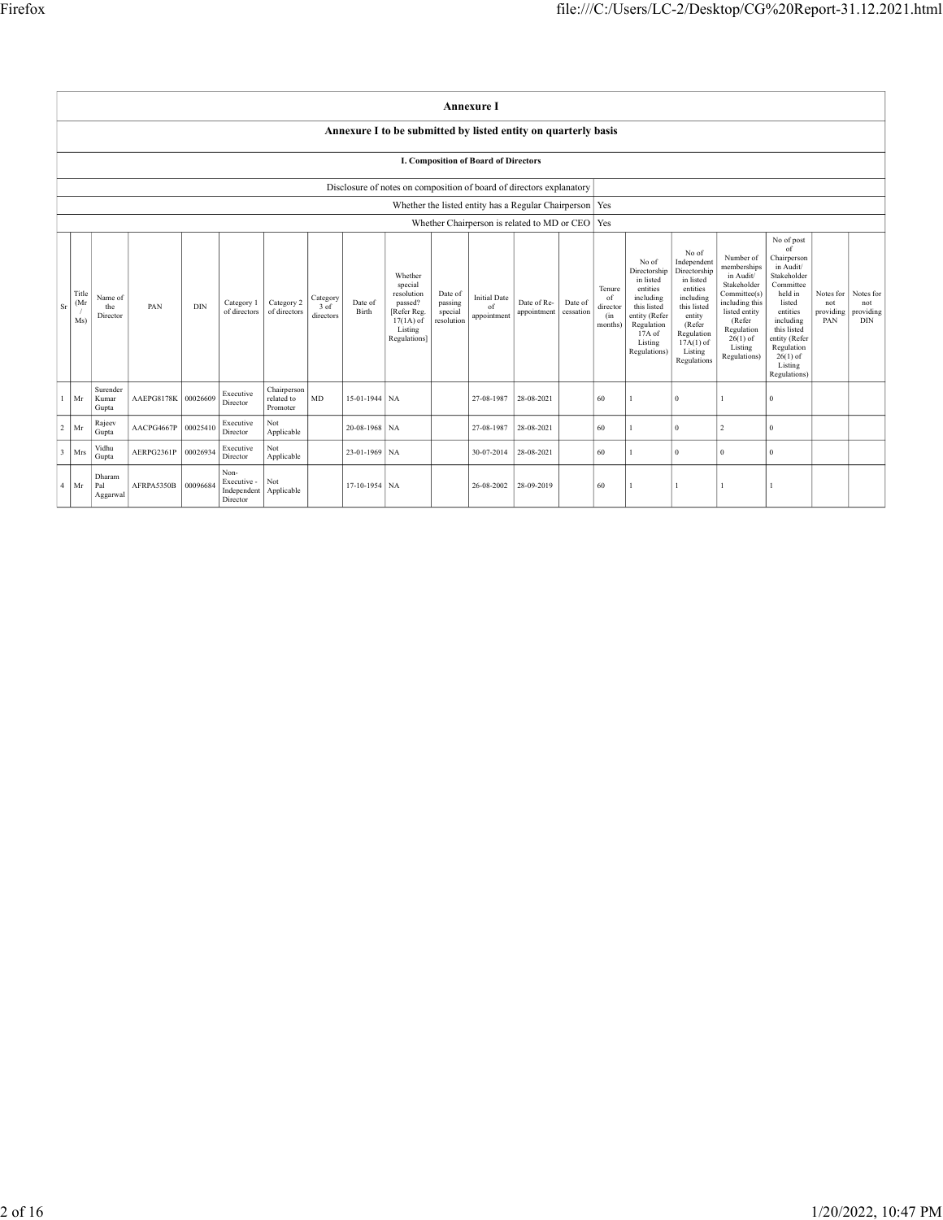## Annexure I

### Annexure I to be submitted by listed entity on quarterly basis

#### I. Composition of Board of Directors

| | |
|---|---|
| Disclosure of notes on composition of board of directors explanatory | |
| Whether the listed entity has a Regular Chairperson | Yes |
| Whether Chairperson is related to MD or CEO | Yes |

| Sr | Title (Mr / Ms) | Name of the Director | PAN | DIN | Category 1 of directors | Category 2 of directors | Category 3 of directors | Date of Birth | Whether special resolution passed? [Refer Reg. 17(1A) of Listing Regulations] | Date of passing special resolution | Initial Date of appointment | Date of Re-appointment | Date of cessation | Tenure of director (in months) | No of Directorship in listed entities including this listed entity (Refer Regulation 17A of Listing Regulations) | No of Independent Directorship in listed entities including this listed entity (Refer Regulation 17A(1) of Listing Regulations | Number of memberships in Audit/ Stakeholder Committee(s) including this listed entity (Refer Regulation 26(1) of Listing Regulations) | No of post of Chairperson in Audit/ Stakeholder Committee held in listed entities including this listed entity (Refer Regulation 26(1) of Listing Regulations) | Notes for not providing PAN | Notes for not providing DIN |
|---|---|---|---|---|---|---|---|---|---|---|---|---|---|---|---|---|---|---|---|---|
| 1 | Mr | Surender Kumar Gupta | AAEPG8178K | 00026609 | Executive Director | Chairperson related to Promoter | MD | 15-01-1944 | NA | | 27-08-1987 | 28-08-2021 | | 60 | 1 | 0 | 1 | 0 | | |
| 2 | Mr | Rajeev Gupta | AACPG4667P | 00025410 | Executive Director | Not Applicable | | 20-08-1968 | NA | | 27-08-1987 | 28-08-2021 | | 60 | 1 | 0 | 2 | 0 | | |
| 3 | Mrs | Vidhu Gupta | AERPG2361P | 00026934 | Executive Director | Not Applicable | | 23-01-1969 | NA | | 30-07-2014 | 28-08-2021 | | 60 | 1 | 0 | 0 | 0 | | |
| 4 | Mr | Dharam Pal Aggarwal | AFRPA5350B | 00096684 | Non-Executive - Independent Director | Not Applicable | | 17-10-1954 | NA | | 26-08-2002 | 28-09-2019 | | 60 | 1 | 1 | 1 | 1 | | |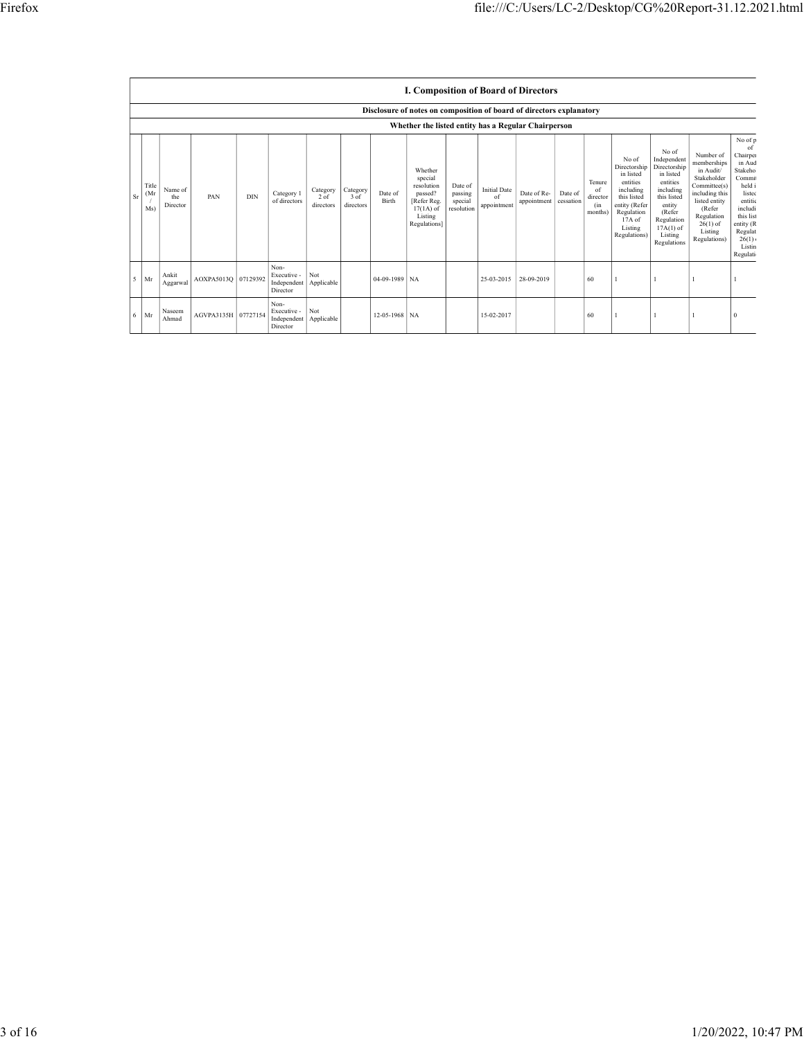| I. Composition of Board of Directors | | | | | | | | | | | | | | | | | | |
|---|---|---|---|---|---|---|---|---|---|---|---|---|---|---|---|---|---|---|
| Disclosure of notes on composition of board of directors explanatory | | | | | | | | | | | | | | | | | | |
| Whether the listed entity has a Regular Chairperson | | | | | | | | | | | | | | | | | | |
| Sr | Title (Mr / Ms) | Name of the Director | PAN | DIN | Category 1 of directors | Category 2 of directors | Category 3 of directors | Date of Birth | Whether special resolution passed? [Refer Reg. 17(1A) of Listing Regulations] | Date of passing special resolution | Initial Date of appointment | Date of Re-appointment | Date of cessation | Tenure of director (in months) | No of Directorship in listed entities including this listed entity (Refer Regulation 17A of Listing Regulations) | No of Independent Directorship in listed entities including this listed entity (Refer Regulation 17A(1) of Listing Regulations | Number of memberships in Audit/ Stakeholder Committee(s) including this listed entity (Refer Regulation 26(1) of Listing Regulations) | No of p of Chairpe in Aud Stakeho Commi held i listed entitie includi this list entity (R Regulat 26(1) Listin Regulati |
| 5 | Mr | Ankit Aggarwal | AOXPA5013Q | 07129392 | Non-Executive - Independent Director | Not Applicable | | 04-09-1989 | NA | | 25-03-2015 | 28-09-2019 | | 60 | 1 | 1 | 1 | 1 |
| 6 | Mr | Naseem Ahmad | AGVPA3135H | 07727154 | Non-Executive - Independent Director | Not Applicable | | 12-05-1968 | NA | | 15-02-2017 | | | 60 | 1 | 1 | 1 | 0 |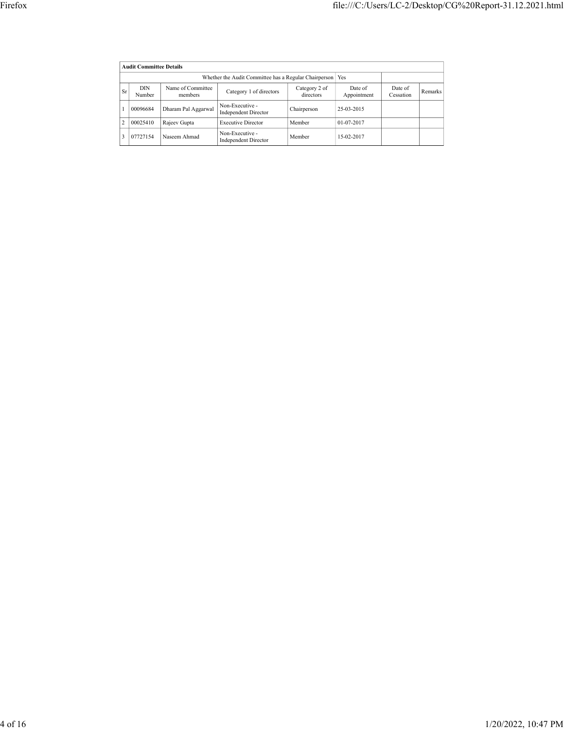| Audit Committee Details | | | | | | | |
|---|---|---|---|---|---|---|---|
| Whether the Audit Committee has a Regular Chairperson | | | | | Yes | | |
| Sr | DIN Number | Name of Committee members | Category 1 of directors | Category 2 of directors | Date of Appointment | Date of Cessation | Remarks |
| 1 | 00096684 | Dharam Pal Aggarwal | Non-Executive - Independent Director | Chairperson | 25-03-2015 | | |
| 2 | 00025410 | Rajeev Gupta | Executive Director | Member | 01-07-2017 | | |
| 3 | 07727154 | Naseem Ahmad | Non-Executive - Independent Director | Member | 15-02-2017 | | |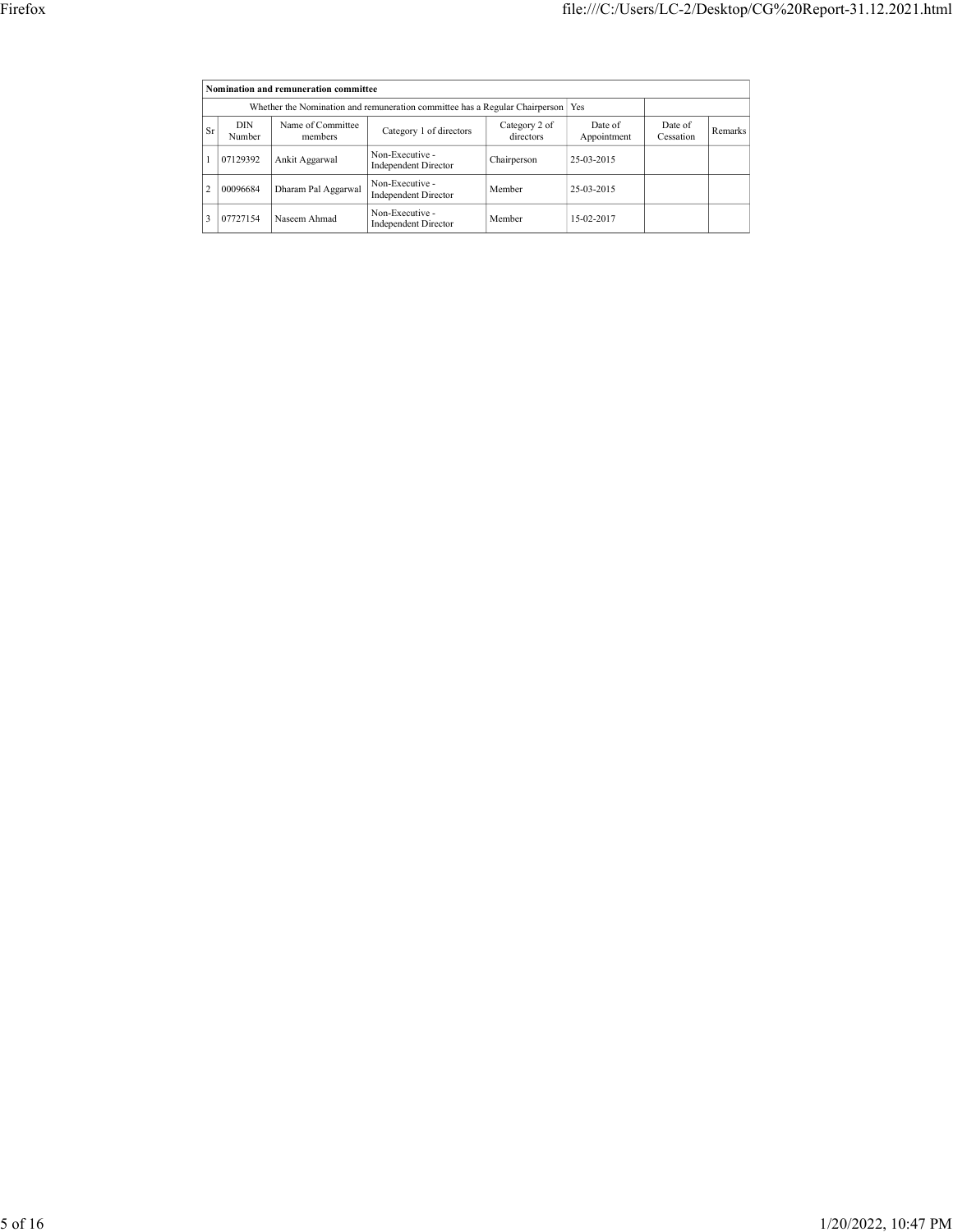| Nomination and remuneration committee | | | | | | | |
|---|---|---|---|---|---|---|---|
| Whether the Nomination and remuneration committee has a Regular Chairperson | | | | | Yes | | |
| Sr | DIN Number | Name of Committee members | Category 1 of directors | Category 2 of directors | Date of Appointment | Date of Cessation | Remarks |
| 1 | 07129392 | Ankit Aggarwal | Non-Executive - Independent Director | Chairperson | 25-03-2015 | | |
| 2 | 00096684 | Dharam Pal Aggarwal | Non-Executive - Independent Director | Member | 25-03-2015 | | |
| 3 | 07727154 | Naseem Ahmad | Non-Executive - Independent Director | Member | 15-02-2017 | | |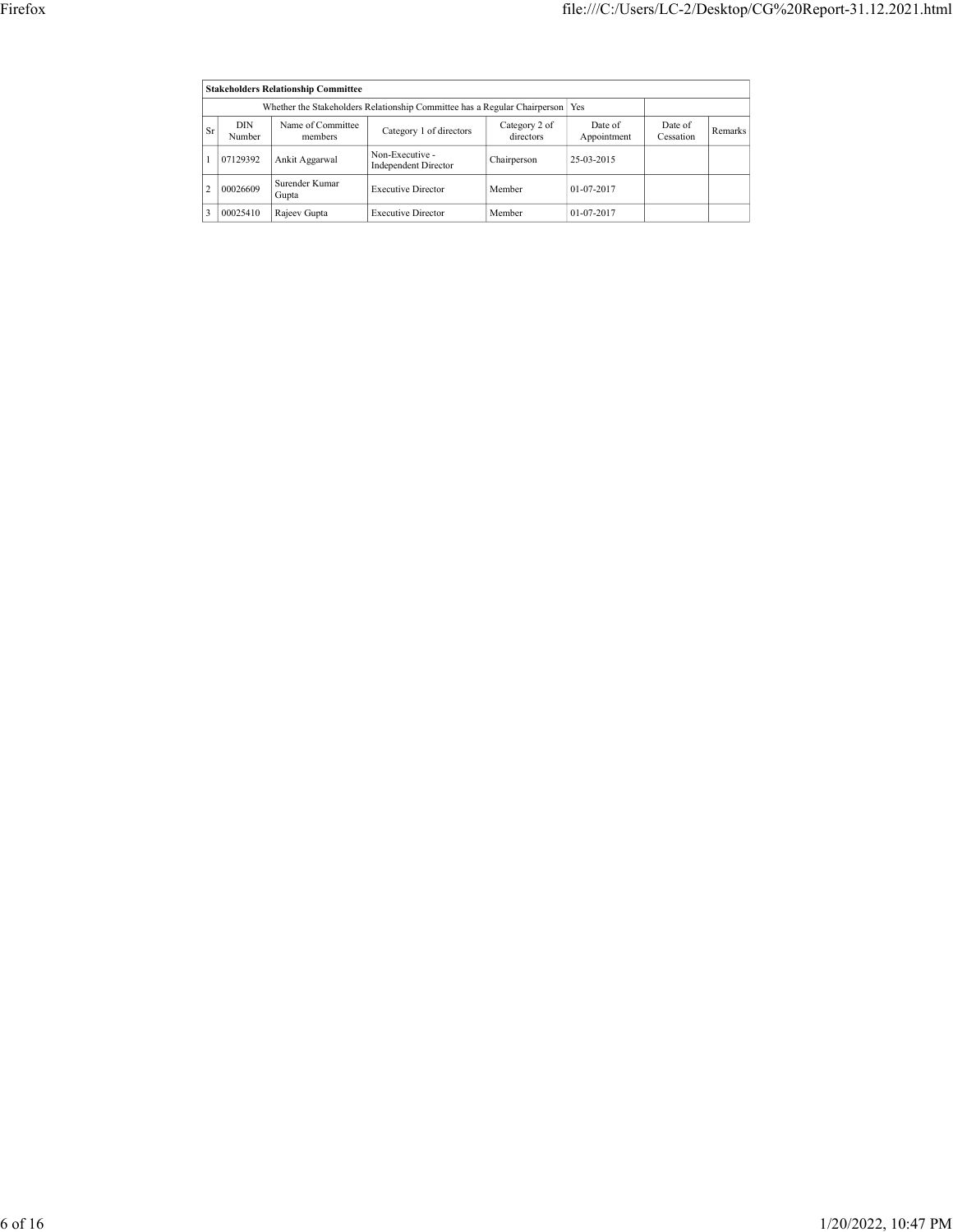| Stakeholders Relationship Committee | | | | | | | |
|---|---|---|---|---|---|---|---|
| Whether the Stakeholders Relationship Committee has a Regular Chairperson | | | | | Yes | | |
| Sr | DIN Number | Name of Committee members | Category 1 of directors | Category 2 of directors | Date of Appointment | Date of Cessation | Remarks |
| 1 | 07129392 | Ankit Aggarwal | Non-Executive - Independent Director | Chairperson | 25-03-2015 | | |
| 2 | 00026609 | Surender Kumar Gupta | Executive Director | Member | 01-07-2017 | | |
| 3 | 00025410 | Rajeev Gupta | Executive Director | Member | 01-07-2017 | | |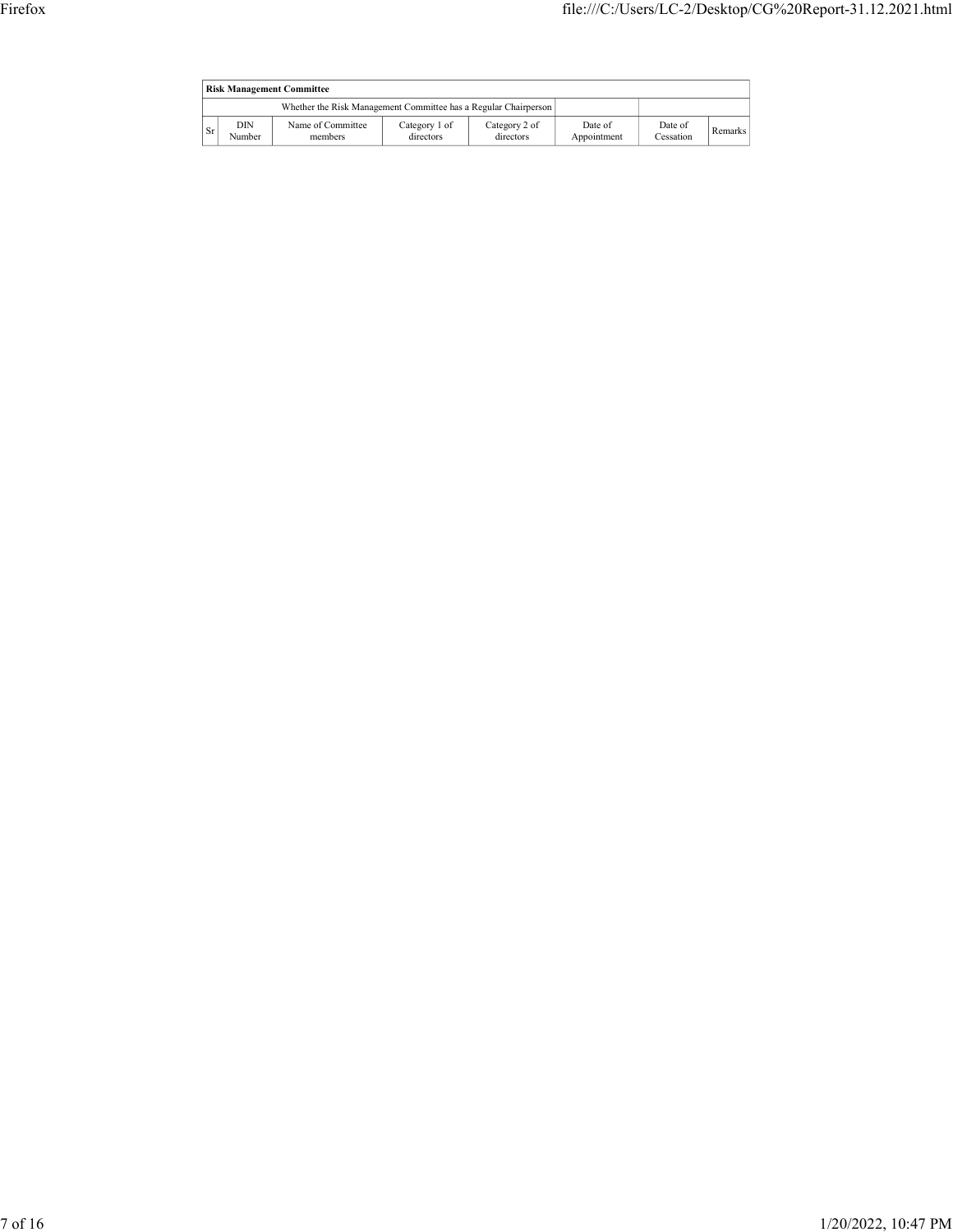| Risk Management Committee | | | | | | | |
|---|---|---|---|---|---|---|---|
| Whether the Risk Management Committee has a Regular Chairperson | | | | | | | |
| Sr | DIN Number | Name of Committee members | Category 1 of directors | Category 2 of directors | Date of Appointment | Date of Cessation | Remarks |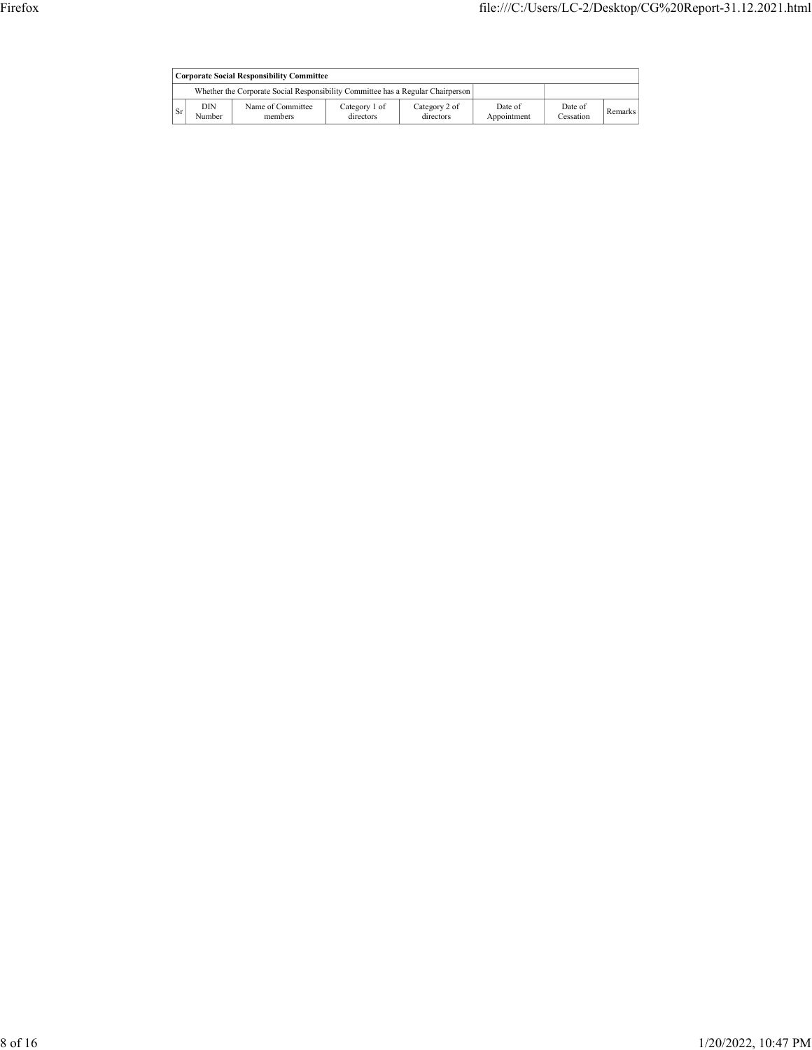| **Corporate Social Responsibility Committee** | | | | | | | |
|---|---|---|---|---|---|---|---|
| Whether the Corporate Social Responsibility Committee has a Regular Chairperson | | | | | | | |
| Sr | DIN Number | Name of Committee members | Category 1 of directors | Category 2 of directors | Date of Appointment | Date of Cessation | Remarks |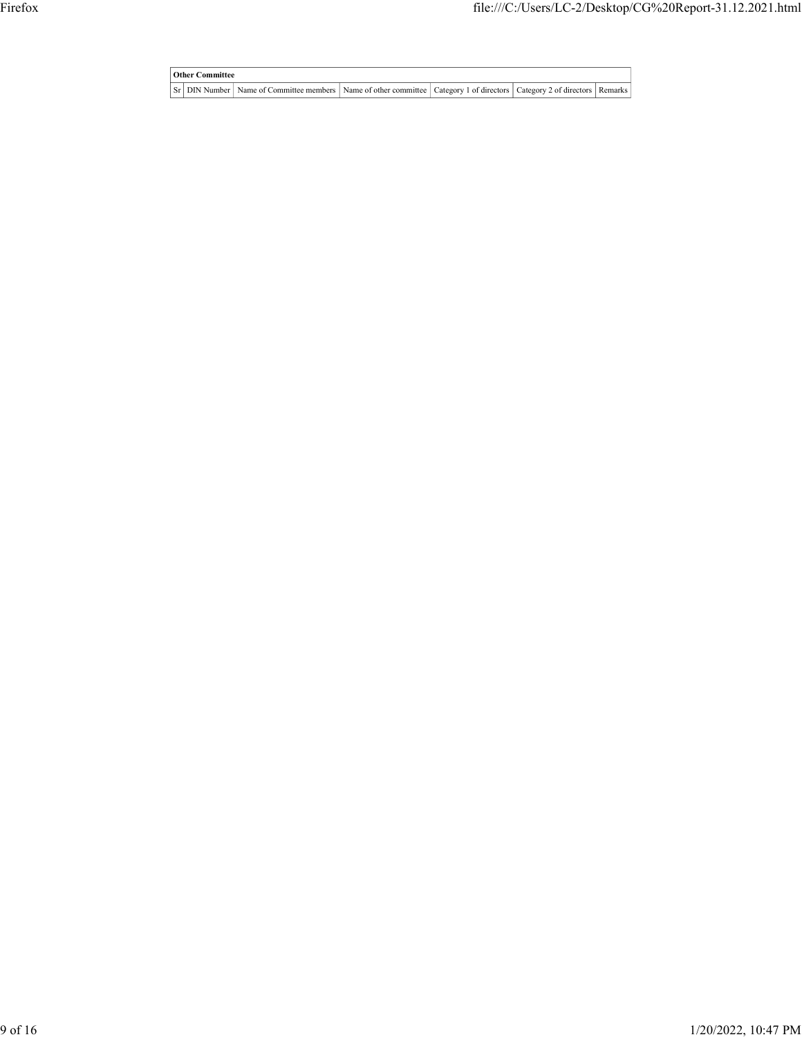| Other Committee | | | | | | |
|---|---|---|---|---|---|---|
| Sr | DIN Number | Name of Committee members | Name of other committee | Category 1 of directors | Category 2 of directors | Remarks |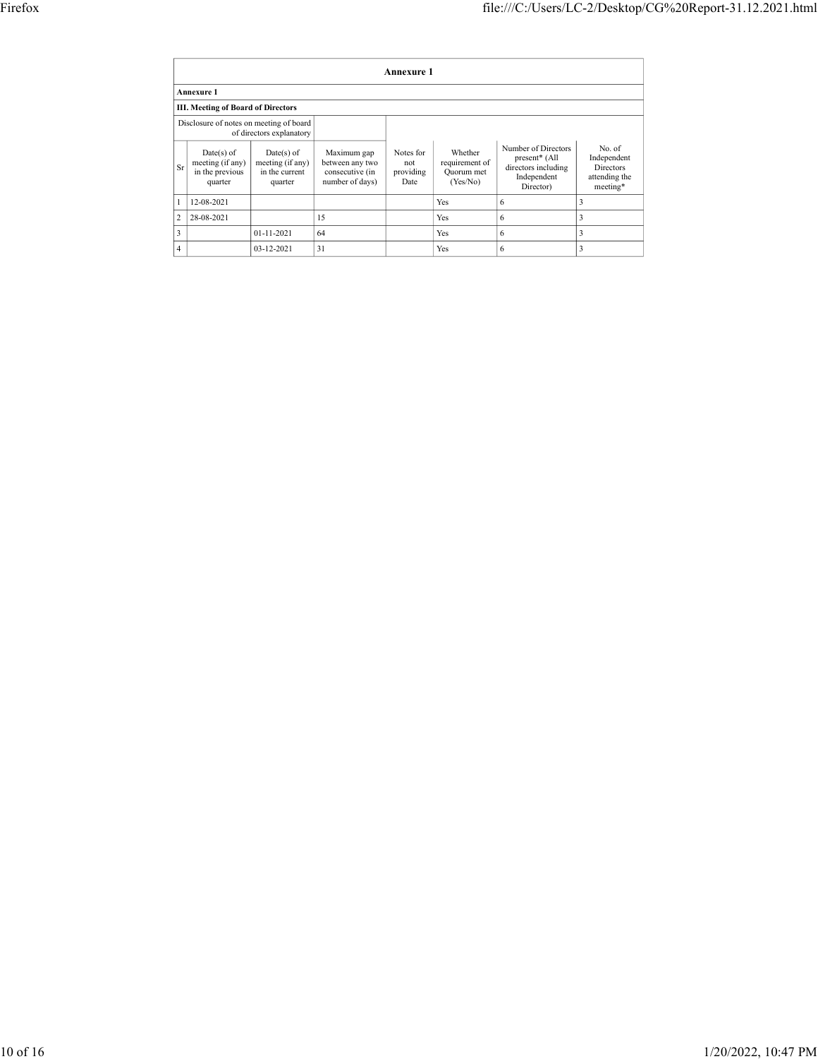**Annexure 1**

**Annexure 1**

**III. Meeting of Board of Directors**

| Disclosure of notes on meeting of board of directors explanatory | | | | | | | |
|---|---|---|---|---|---|---|---|
| Sr | Date(s) of meeting (if any) in the previous quarter | Date(s) of meeting (if any) in the current quarter | Maximum gap between any two consecutive (in number of days) | Notes for not providing Date | Whether requirement of Quorum met (Yes/No) | Number of Directors present* (All directors including Independent Director) | No. of Independent Directors attending the meeting* |
| 1 | 12-08-2021 | | | | Yes | 6 | 3 |
| 2 | 28-08-2021 | | 15 | | Yes | 6 | 3 |
| 3 | | 01-11-2021 | 64 | | Yes | 6 | 3 |
| 4 | | 03-12-2021 | 31 | | Yes | 6 | 3 |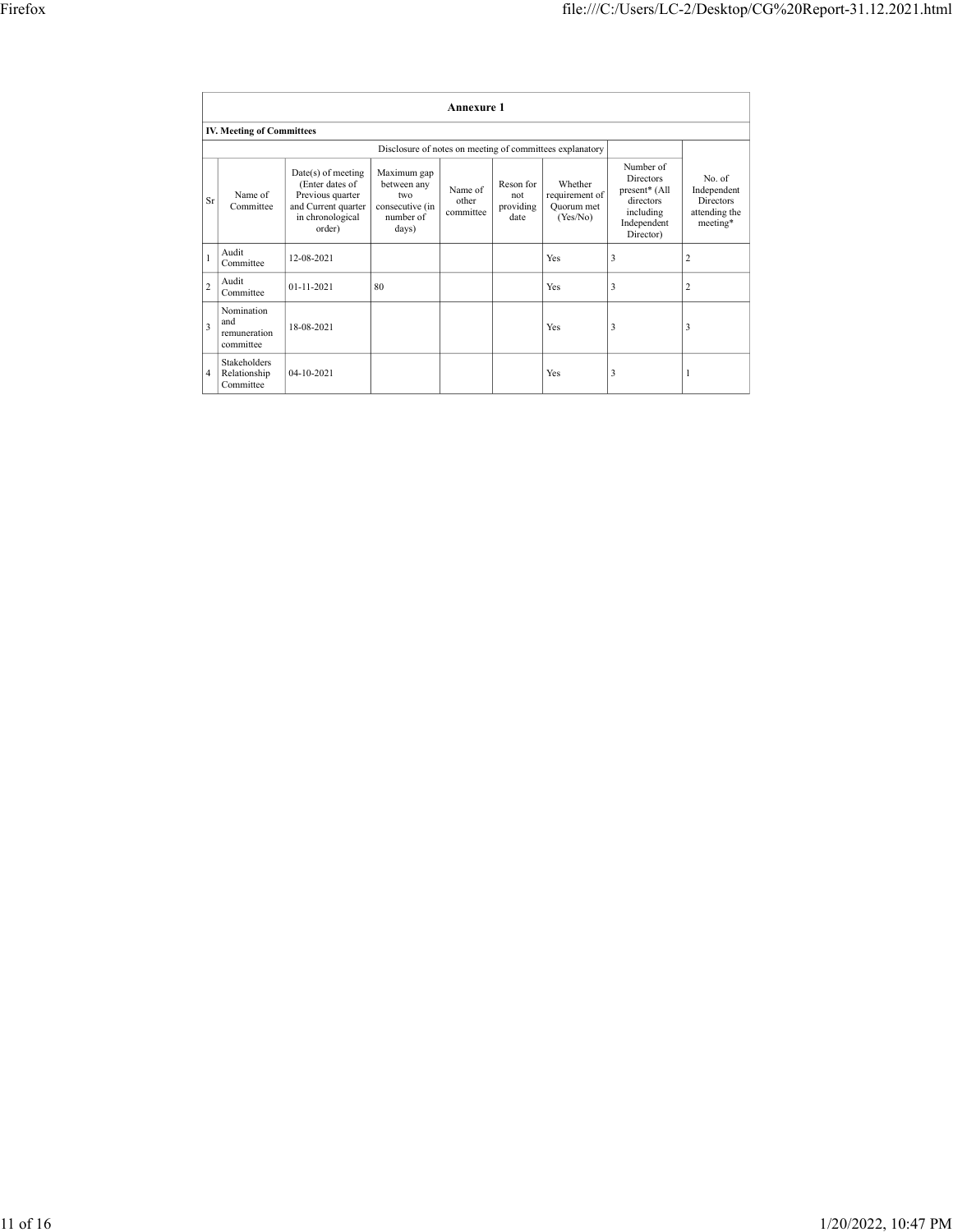## Annexure 1

### IV. Meeting of Committees

| Sr | Name of Committee | Date(s) of meeting (Enter dates of Previous quarter and Current quarter in chronological order) | Maximum gap between any two consecutive (in number of days) | Name of other committee | Reson for not providing date | Whether requirement of Quorum met (Yes/No) | Number of Directors present* (All directors including Independent Director) | No. of Independent Directors attending the meeting* |
|---|---|---|---|---|---|---|---|---|
| | Disclosure of notes on meeting of committees explanatory | | | | | | | |
| 1 | Audit Committee | 12-08-2021 | | | | Yes | 3 | 2 |
| 2 | Audit Committee | 01-11-2021 | 80 | | | Yes | 3 | 2 |
| 3 | Nomination and remuneration committee | 18-08-2021 | | | | Yes | 3 | 3 |
| 4 | Stakeholders Relationship Committee | 04-10-2021 | | | | Yes | 3 | 1 |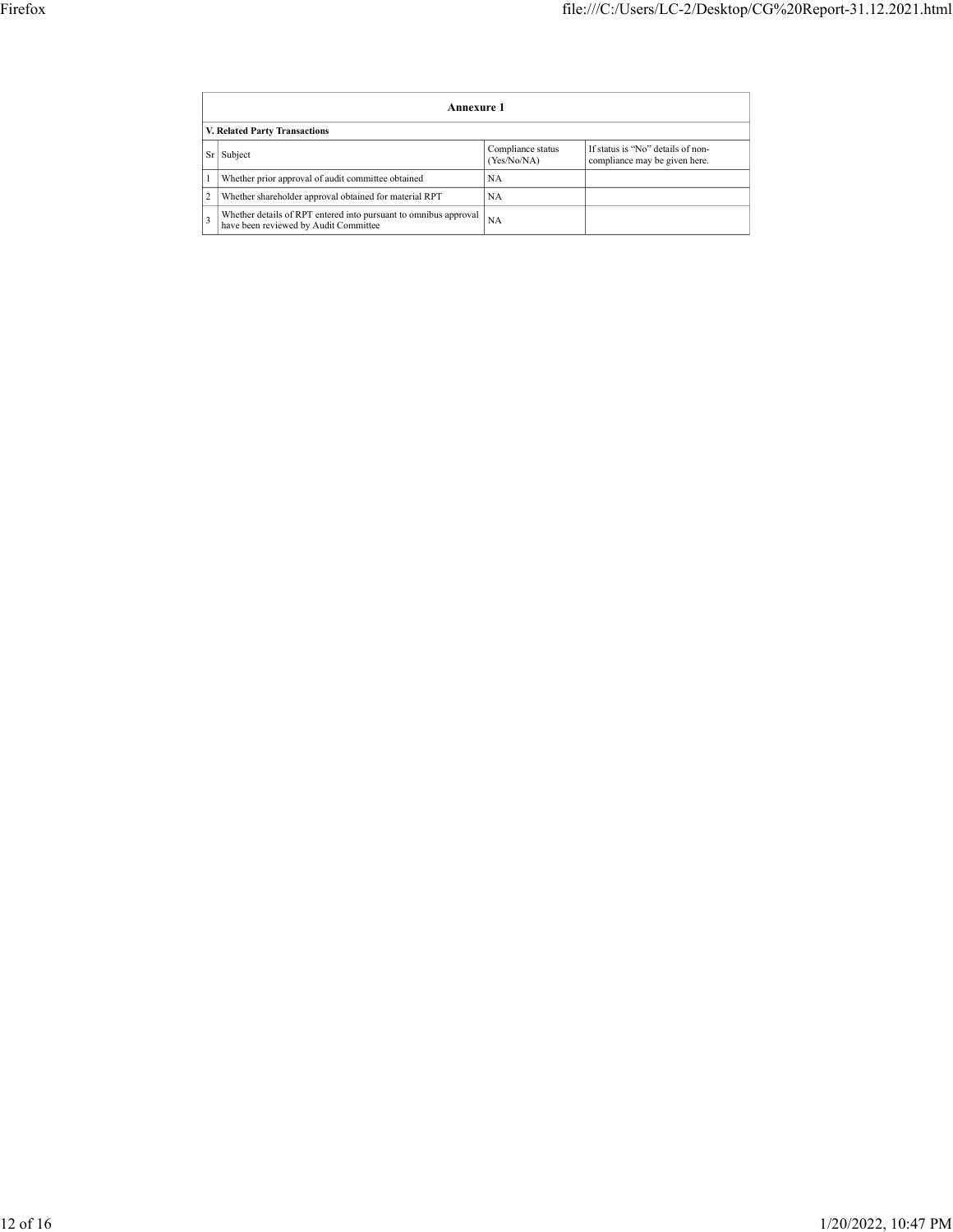## Annexure 1

### V. Related Party Transactions

| Sr | Subject | Compliance status (Yes/No/NA) | If status is "No" details of non-compliance may be given here. |
|---|---|---|---|
| 1 | Whether prior approval of audit committee obtained | NA | |
| 2 | Whether shareholder approval obtained for material RPT | NA | |
| 3 | Whether details of RPT entered into pursuant to omnibus approval have been reviewed by Audit Committee | NA | |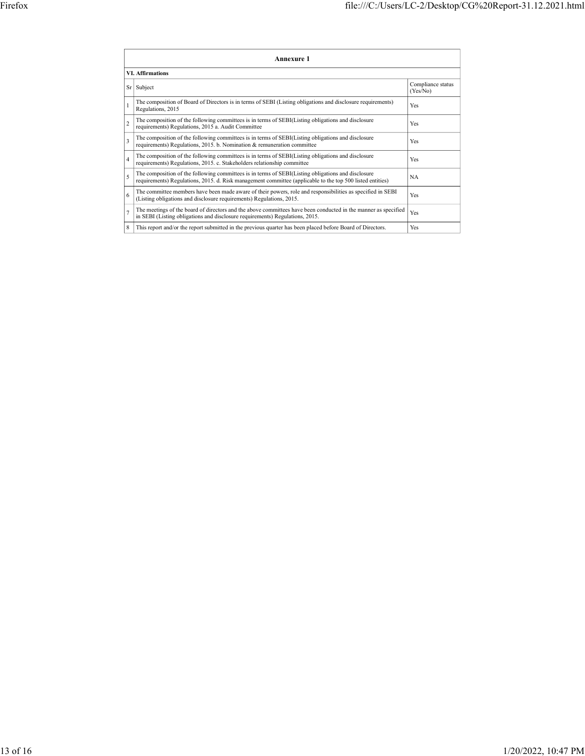## Annexure 1

| VI. Affirmations | | |
|---|---|---|
| Sr | Subject | Compliance status (Yes/No) |
| 1 | The composition of Board of Directors is in terms of SEBI (Listing obligations and disclosure requirements) Regulations, 2015 | Yes |
| 2 | The composition of the following committees is in terms of SEBI(Listing obligations and disclosure requirements) Regulations, 2015 a. Audit Committee | Yes |
| 3 | The composition of the following committees is in terms of SEBI(Listing obligations and disclosure requirements) Regulations, 2015. b. Nomination & remuneration committee | Yes |
| 4 | The composition of the following committees is in terms of SEBI(Listing obligations and disclosure requirements) Regulations, 2015. c. Stakeholders relationship committee | Yes |
| 5 | The composition of the following committees is in terms of SEBI(Listing obligations and disclosure requirements) Regulations, 2015. d. Risk management committee (applicable to the top 500 listed entities) | NA |
| 6 | The committee members have been made aware of their powers, role and responsibilities as specified in SEBI (Listing obligations and disclosure requirements) Regulations, 2015. | Yes |
| 7 | The meetings of the board of directors and the above committees have been conducted in the manner as specified in SEBI (Listing obligations and disclosure requirements) Regulations, 2015. | Yes |
| 8 | This report and/or the report submitted in the previous quarter has been placed before Board of Directors. | Yes |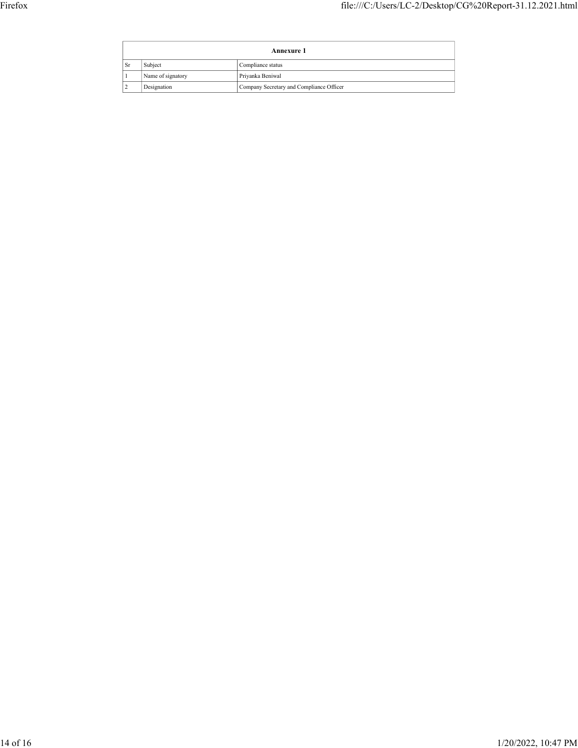| Annexure 1 | | |
|---|---|---|
| Sr | Subject | Compliance status |
| 1 | Name of signatory | Priyanka Beniwal |
| 2 | Designation | Company Secretary and Compliance Officer |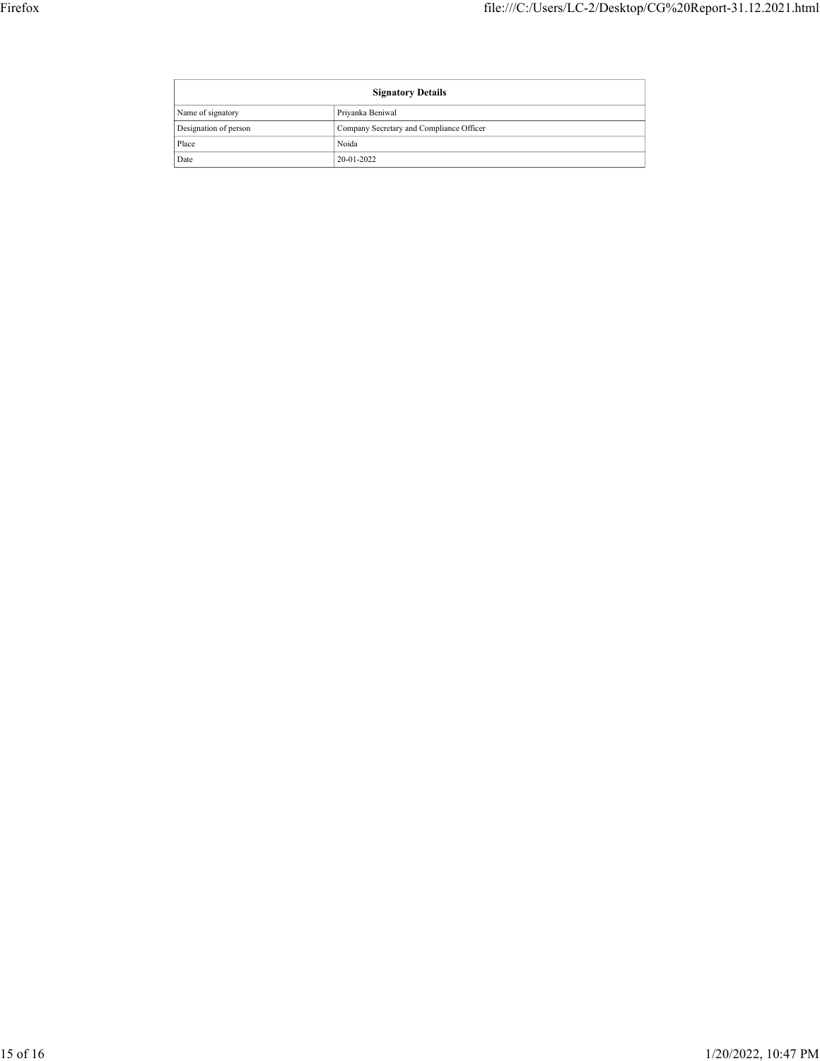| Signatory Details | |
|---|---|
| Name of signatory | Priyanka Beniwal |
| Designation of person | Company Secretary and Compliance Officer |
| Place | Noida |
| Date | 20-01-2022 |